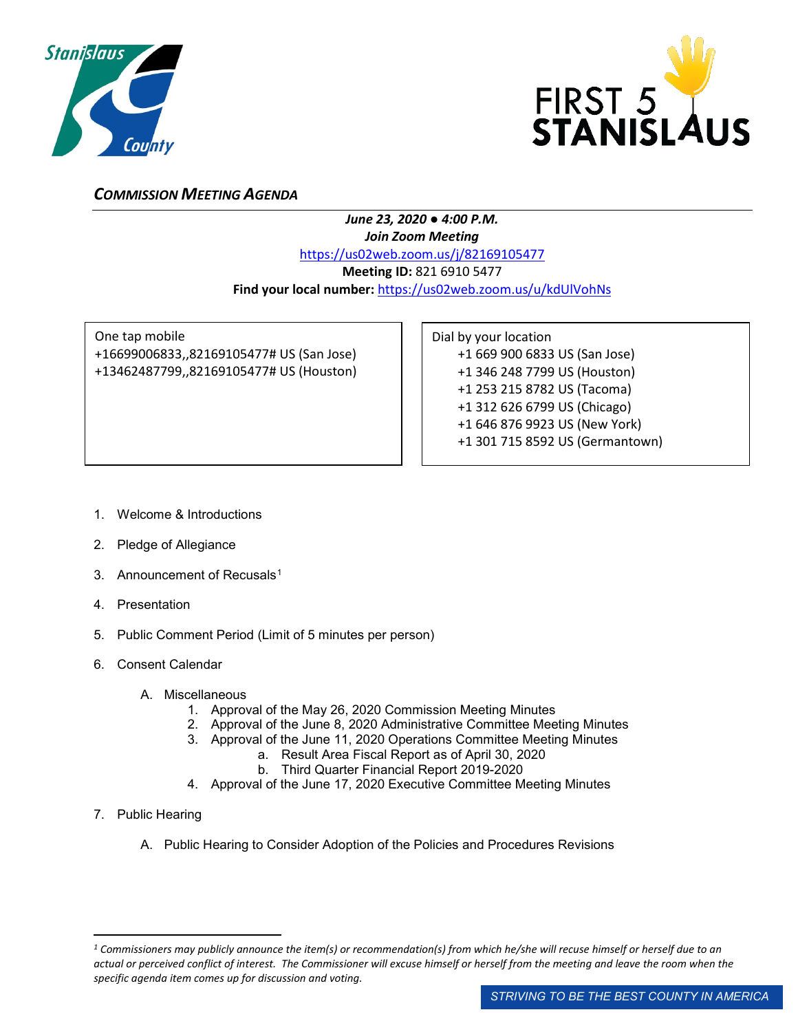## *COMMISSION MEETING AGENDA*

***June 23, 2020 ● 4:00 P.M.***

***Join Zoom Meeting***

https://us02web.zoom.us/j/82169105477

**Meeting ID:** 821 6910 5477

**Find your local number:** https://us02web.zoom.us/u/kdUlVohNs

One tap mobile
+16699006833,,82169105477# US (San Jose)
+13462487799,,82169105477# US (Houston)

Dial by your location
- +1 669 900 6833 US (San Jose)
- +1 346 248 7799 US (Houston)
- +1 253 215 8782 US (Tacoma)
- +1 312 626 6799 US (Chicago)
- +1 646 876 9923 US (New York)
- +1 301 715 8592 US (Germantown)

1. Welcome & Introductions
2. Pledge of Allegiance
3. Announcement of Recusals[1]
4. Presentation
5. Public Comment Period (Limit of 5 minutes per person)
6. Consent Calendar
   - A. Miscellaneous
     1. Approval of the May 26, 2020 Commission Meeting Minutes
     2. Approval of the June 8, 2020 Administrative Committee Meeting Minutes
     3. Approval of the June 11, 2020 Operations Committee Meeting Minutes
        - a. Result Area Fiscal Report as of April 30, 2020
        - b. Third Quarter Financial Report 2019-2020
     4. Approval of the June 17, 2020 Executive Committee Meeting Minutes
7. Public Hearing
   - A. Public Hearing to Consider Adoption of the Policies and Procedures Revisions

---

[1] *Commissioners may publicly announce the item(s) or recommendation(s) from which he/she will recuse himself or herself due to an actual or perceived conflict of interest. The Commissioner will excuse himself or herself from the meeting and leave the room when the specific agenda item comes up for discussion and voting.*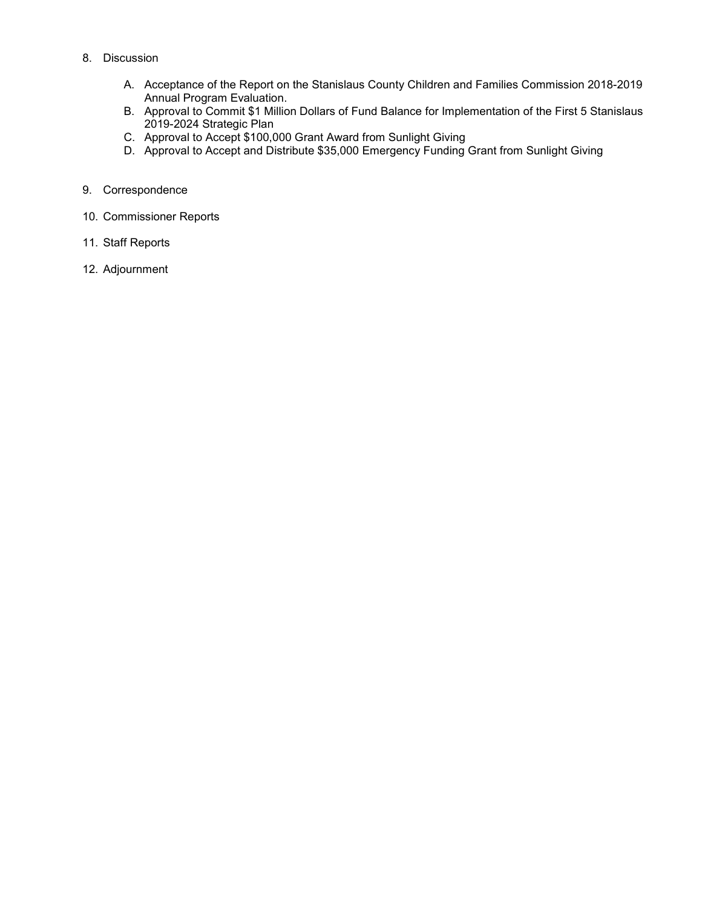8. Discussion

   A. Acceptance of the Report on the Stanislaus County Children and Families Commission 2018-2019 Annual Program Evaluation.
   B. Approval to Commit $1 Million Dollars of Fund Balance for Implementation of the First 5 Stanislaus 2019-2024 Strategic Plan
   C. Approval to Accept $100,000 Grant Award from Sunlight Giving
   D. Approval to Accept and Distribute $35,000 Emergency Funding Grant from Sunlight Giving

9. Correspondence

10. Commissioner Reports

11. Staff Reports

12. Adjournment